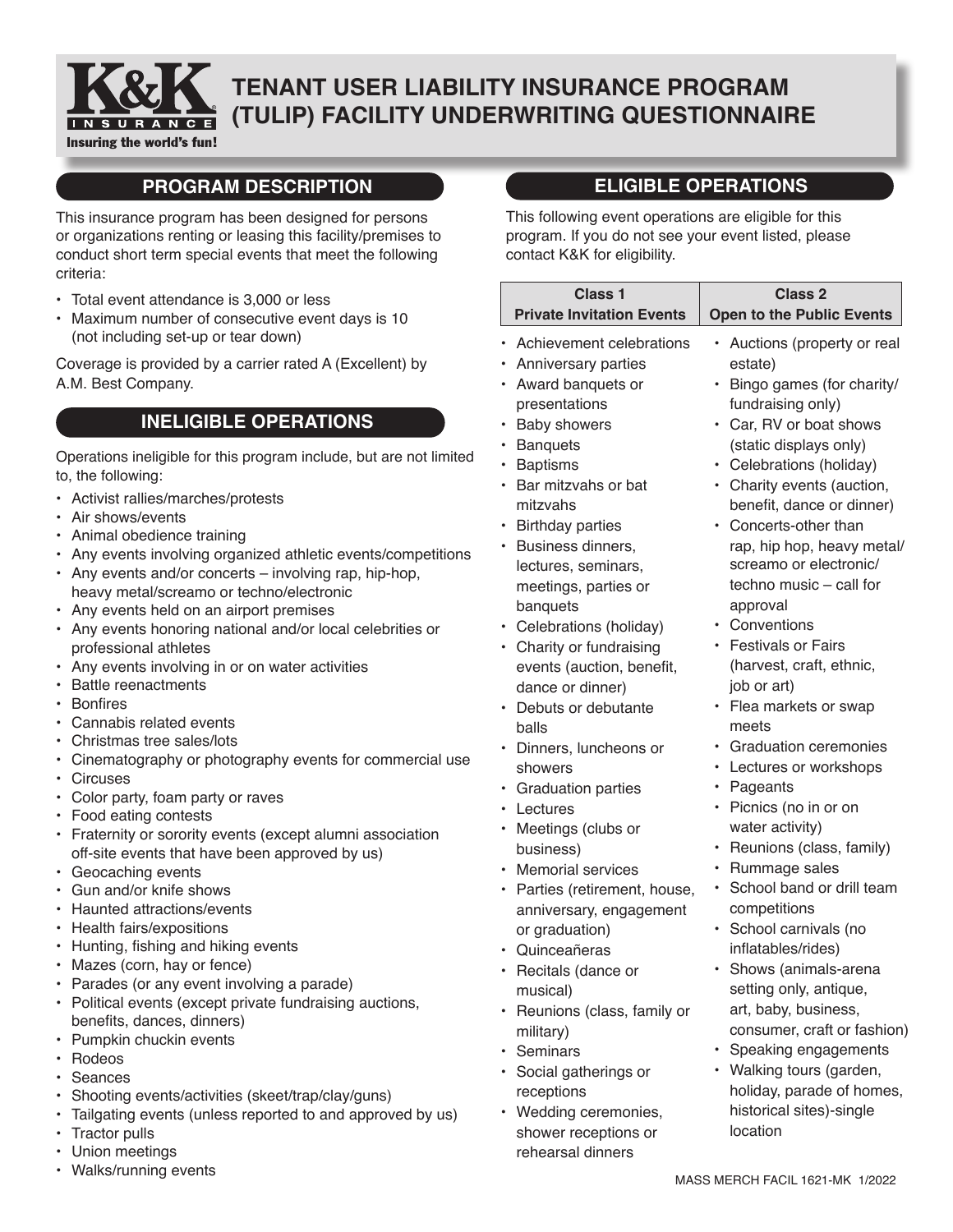# TENANT USER LIABILITY INSURANCE PROGRAM (TULIP) FACILITY UNDERWRITING QUESTIONNAIRE

## PROGRAM DESCRIPTION

This insurance program has been designed for persons or organizations renting or leasing this facility/premises to conduct short term special events that meet the following criteria:

- Total event attendance is 3,000 or less
- Maximum number of consecutive event days is 10 (not including set-up or tear down)

Coverage is provided by a carrier rated A (Excellent) by A.M. Best Company.

## INELIGIBLE OPERATIONS

Operations ineligible for this program include, but are not limited to, the following:

- Activist rallies/marches/protests
- Air shows/events
- Animal obedience training
- Any events involving organized athletic events/competitions
- Any events and/or concerts – involving rap, hip-hop, heavy metal/screamo or techno/electronic
- Any events held on an airport premises
- Any events honoring national and/or local celebrities or professional athletes
- Any events involving in or on water activities
- Battle reenactments
- Bonfires
- Cannabis related events
- Christmas tree sales/lots
- Cinematography or photography events for commercial use
- Circuses
- Color party, foam party or raves
- Food eating contests
- Fraternity or sorority events (except alumni association off-site events that have been approved by us)
- Geocaching events
- Gun and/or knife shows
- Haunted attractions/events
- Health fairs/expositions
- Hunting, fishing and hiking events
- Mazes (corn, hay or fence)
- Parades (or any event involving a parade)
- Political events (except private fundraising auctions, benefits, dances, dinners)
- Pumpkin chuckin events
- Rodeos
- Seances
- Shooting events/activities (skeet/trap/clay/guns)
- Tailgating events (unless reported to and approved by us)
- Tractor pulls
- Union meetings
- Walks/running events

## ELIGIBLE OPERATIONS

This following event operations are eligible for this program. If you do not see your event listed, please contact K&K for eligibility.

| Class 1 Private Invitation Events | Class 2 Open to the Public Events |
|---|---|
| • Achievement celebrations<br>• Anniversary parties<br>• Award banquets or presentations<br>• Baby showers<br>• Banquets<br>• Baptisms<br>• Bar mitzvahs or bat mitzvahs<br>• Birthday parties<br>• Business dinners, lectures, seminars, meetings, parties or banquets<br>• Celebrations (holiday)<br>• Charity or fundraising events (auction, benefit, dance or dinner)<br>• Debuts or debutante balls<br>• Dinners, luncheons or showers<br>• Graduation parties<br>• Lectures<br>• Meetings (clubs or business)<br>• Memorial services<br>• Parties (retirement, house, anniversary, engagement or graduation)<br>• Quinceañeras<br>• Recitals (dance or musical)<br>• Reunions (class, family or military)<br>• Seminars<br>• Social gatherings or receptions<br>• Wedding ceremonies, shower receptions or rehearsal dinners | • Auctions (property or real estate)<br>• Bingo games (for charity/ fundraising only)<br>• Car, RV or boat shows (static displays only)<br>• Celebrations (holiday)<br>• Charity events (auction, benefit, dance or dinner)<br>• Concerts-other than rap, hip hop, heavy metal/ screamo or electronic/ techno music – call for approval<br>• Conventions<br>• Festivals or Fairs (harvest, craft, ethnic, job or art)<br>• Flea markets or swap meets<br>• Graduation ceremonies<br>• Lectures or workshops<br>• Pageants<br>• Picnics (no in or on water activity)<br>• Reunions (class, family)<br>• Rummage sales<br>• School band or drill team competitions<br>• School carnivals (no inflatables/rides)<br>• Shows (animals-arena setting only, antique, art, baby, business, consumer, craft or fashion)<br>• Speaking engagements<br>• Walking tours (garden, holiday, parade of homes, historical sites)-single location |

MASS MERCH FACIL 1621-MK 1/2022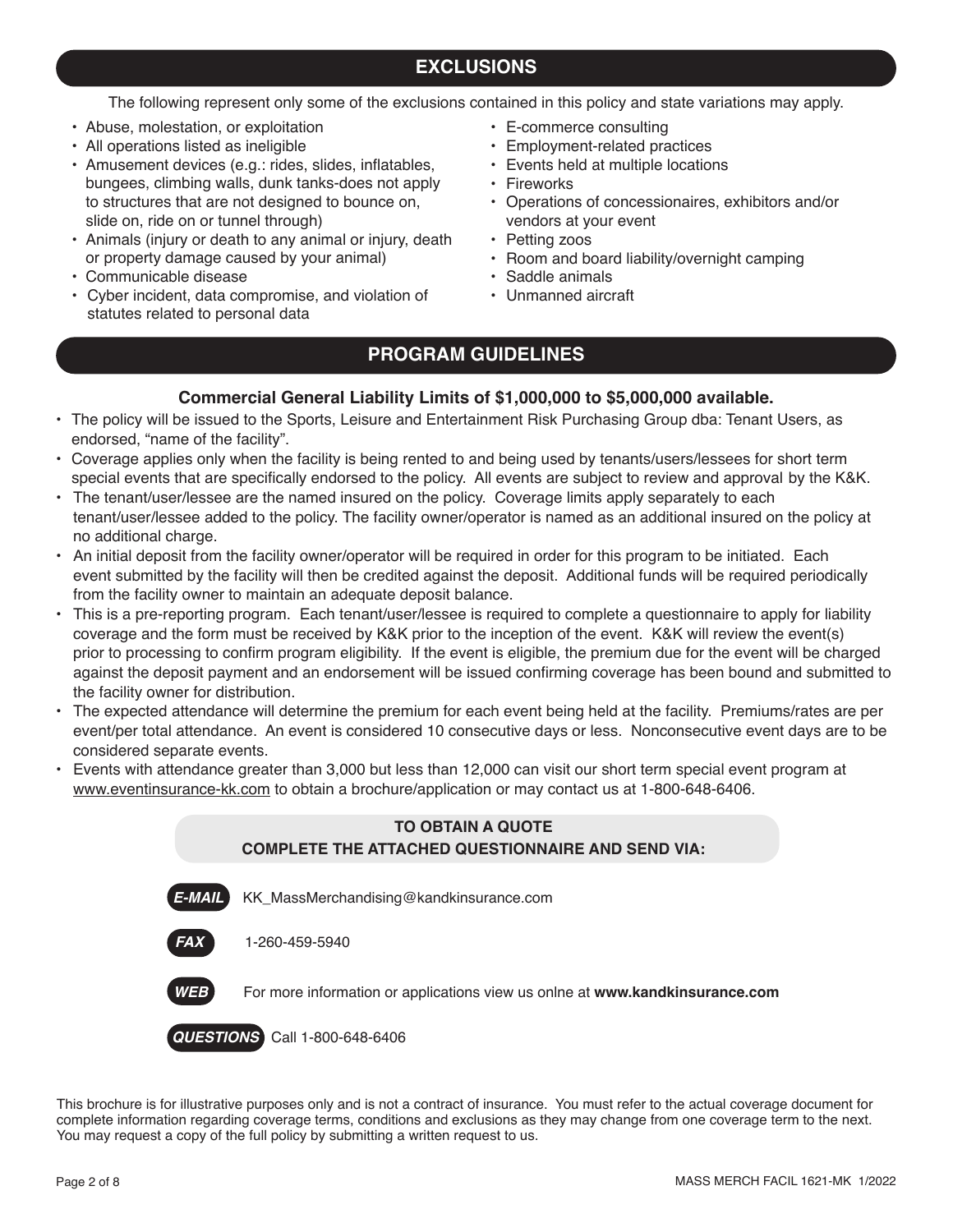## EXCLUSIONS

The following represent only some of the exclusions contained in this policy and state variations may apply.

- Abuse, molestation, or exploitation
- All operations listed as ineligible
- Amusement devices (e.g.: rides, slides, inflatables, bungees, climbing walls, dunk tanks-does not apply to structures that are not designed to bounce on, slide on, ride on or tunnel through)
- Animals (injury or death to any animal or injury, death or property damage caused by your animal)
- Communicable disease
- Cyber incident, data compromise, and violation of statutes related to personal data
- E-commerce consulting
- Employment-related practices
- Events held at multiple locations
- Fireworks
- Operations of concessionaires, exhibitors and/or vendors at your event
- Petting zoos
- Room and board liability/overnight camping
- Saddle animals
- Unmanned aircraft

## PROGRAM GUIDELINES

**Commercial General Liability Limits of $1,000,000 to $5,000,000 available.**

- The policy will be issued to the Sports, Leisure and Entertainment Risk Purchasing Group dba: Tenant Users, as endorsed, "name of the facility".
- Coverage applies only when the facility is being rented to and being used by tenants/users/lessees for short term special events that are specifically endorsed to the policy. All events are subject to review and approval by the K&K.
- The tenant/user/lessee are the named insured on the policy. Coverage limits apply separately to each tenant/user/lessee added to the policy. The facility owner/operator is named as an additional insured on the policy at no additional charge.
- An initial deposit from the facility owner/operator will be required in order for this program to be initiated. Each event submitted by the facility will then be credited against the deposit. Additional funds will be required periodically from the facility owner to maintain an adequate deposit balance.
- This is a pre-reporting program. Each tenant/user/lessee is required to complete a questionnaire to apply for liability coverage and the form must be received by K&K prior to the inception of the event. K&K will review the event(s) prior to processing to confirm program eligibility. If the event is eligible, the premium due for the event will be charged against the deposit payment and an endorsement will be issued confirming coverage has been bound and submitted to the facility owner for distribution.
- The expected attendance will determine the premium for each event being held at the facility. Premiums/rates are per event/per total attendance. An event is considered 10 consecutive days or less. Nonconsecutive event days are to be considered separate events.
- Events with attendance greater than 3,000 but less than 12,000 can visit our short term special event program at www.eventinsurance-kk.com to obtain a brochure/application or may contact us at 1-800-648-6406.

**TO OBTAIN A QUOTE**
**COMPLETE THE ATTACHED QUESTIONNAIRE AND SEND VIA:**

***E-MAIL*** KK_MassMerchandising@kandkinsurance.com

***FAX*** 1-260-459-5940

***WEB*** For more information or applications view us onlne at **www.kandkinsurance.com**

***QUESTIONS*** Call 1-800-648-6406

This brochure is for illustrative purposes only and is not a contract of insurance. You must refer to the actual coverage document for complete information regarding coverage terms, conditions and exclusions as they may change from one coverage term to the next. You may request a copy of the full policy by submitting a written request to us.

MASS MERCH FACIL 1621-MK 1/2022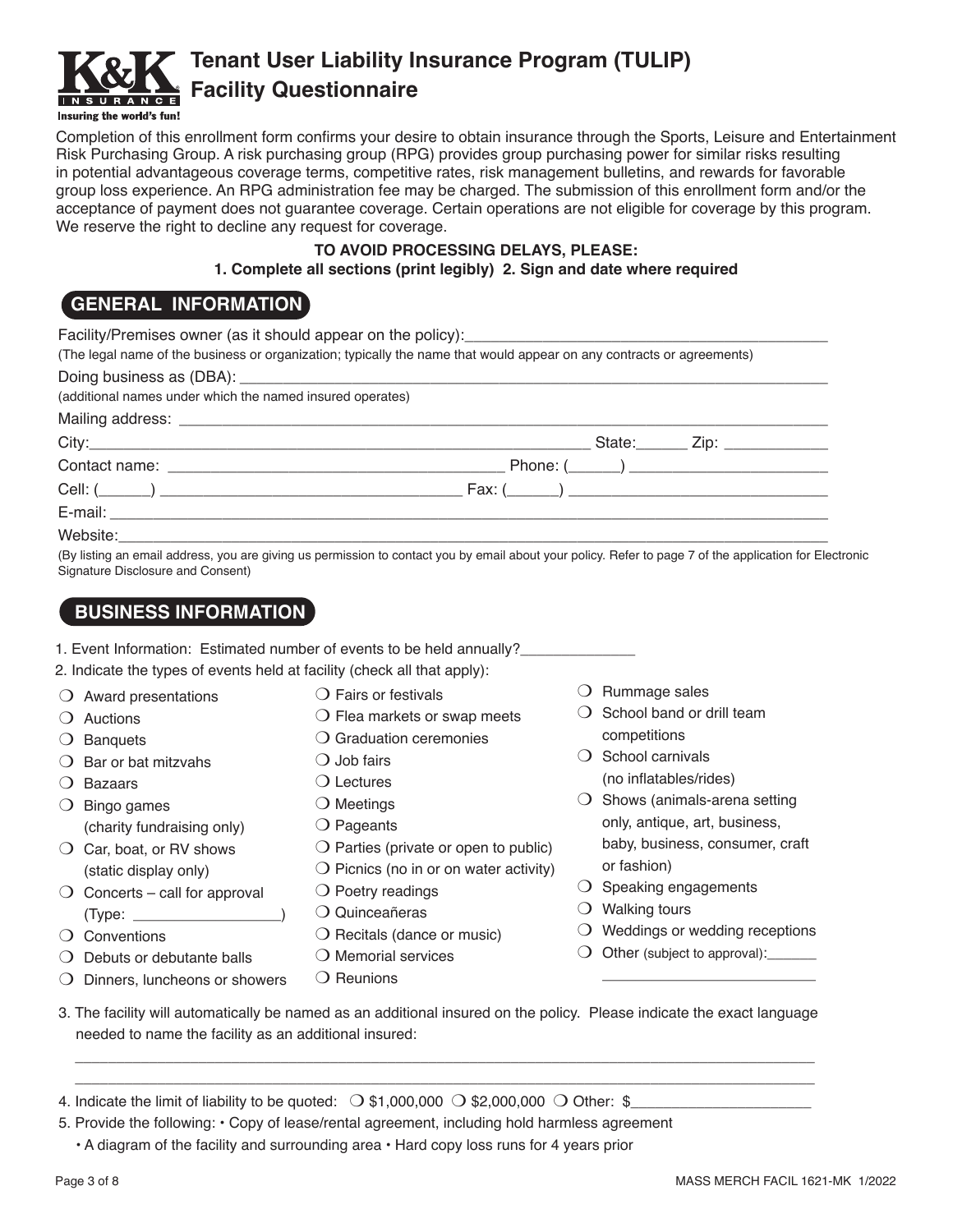# Tenant User Liability Insurance Program (TULIP) Facility Questionnaire

K&K INSURANCE — Insuring the world's fun!

Completion of this enrollment form confirms your desire to obtain insurance through the Sports, Leisure and Entertainment Risk Purchasing Group. A risk purchasing group (RPG) provides group purchasing power for similar risks resulting in potential advantageous coverage terms, competitive rates, risk management bulletins, and rewards for favorable group loss experience. An RPG administration fee may be charged. The submission of this enrollment form and/or the acceptance of payment does not guarantee coverage. Certain operations are not eligible for coverage by this program. We reserve the right to decline any request for coverage.

**TO AVOID PROCESSING DELAYS, PLEASE:**
**1. Complete all sections (print legibly) 2. Sign and date where required**

## GENERAL INFORMATION

Facility/Premises owner (as it should appear on the policy): ___________________________________________
(The legal name of the business or organization; typically the name that would appear on any contracts or agreements)

Doing business as (DBA): ___________________________________________
(additional names under which the named insured operates)

Mailing address: ___________________________________________

City: ___________________________ State: ______ Zip: ____________

Contact name: ___________________________ Phone: (______) ______________________

Cell: (______) ___________________________ Fax: (______) ______________________

E-mail: ___________________________________________

Website: ___________________________________________

(By listing an email address, you are giving us permission to contact you by email about your policy. Refer to page 7 of the application for Electronic Signature Disclosure and Consent)

## BUSINESS INFORMATION

1. Event Information: Estimated number of events to be held annually? ______________
2. Indicate the types of events held at facility (check all that apply):

- ❍ Award presentations
- ❍ Auctions
- ❍ Banquets
- ❍ Bar or bat mitzvahs
- ❍ Bazaars
- ❍ Bingo games (charity fundraising only)
- ❍ Car, boat, or RV shows (static display only)
- ❍ Concerts – call for approval (Type: __________________)
- ❍ Conventions
- ❍ Debuts or debutante balls
- ❍ Dinners, luncheons or showers
- ❍ Fairs or festivals
- ❍ Flea markets or swap meets
- ❍ Graduation ceremonies
- ❍ Job fairs
- ❍ Lectures
- ❍ Meetings
- ❍ Pageants
- ❍ Parties (private or open to public)
- ❍ Picnics (no in or on water activity)
- ❍ Poetry readings
- ❍ Quinceañeras
- ❍ Recitals (dance or music)
- ❍ Memorial services
- ❍ Reunions
- ❍ Rummage sales
- ❍ School band or drill team competitions
- ❍ School carnivals (no inflatables/rides)
- ❍ Shows (animals-arena setting only, antique, art, business, baby, business, consumer, craft or fashion)
- ❍ Speaking engagements
- ❍ Walking tours
- ❍ Weddings or wedding receptions
- ❍ Other (subject to approval): ___________________________

3. The facility will automatically be named as an additional insured on the policy. Please indicate the exact language needed to name the facility as an additional insured:

___________________________________________

___________________________________________

4. Indicate the limit of liability to be quoted: ❍ $1,000,000 ❍ $2,000,000 ❍ Other: $_____________________
5. Provide the following: • Copy of lease/rental agreement, including hold harmless agreement
   • A diagram of the facility and surrounding area • Hard copy loss runs for 4 years prior

MASS MERCH FACIL 1621-MK 1/2022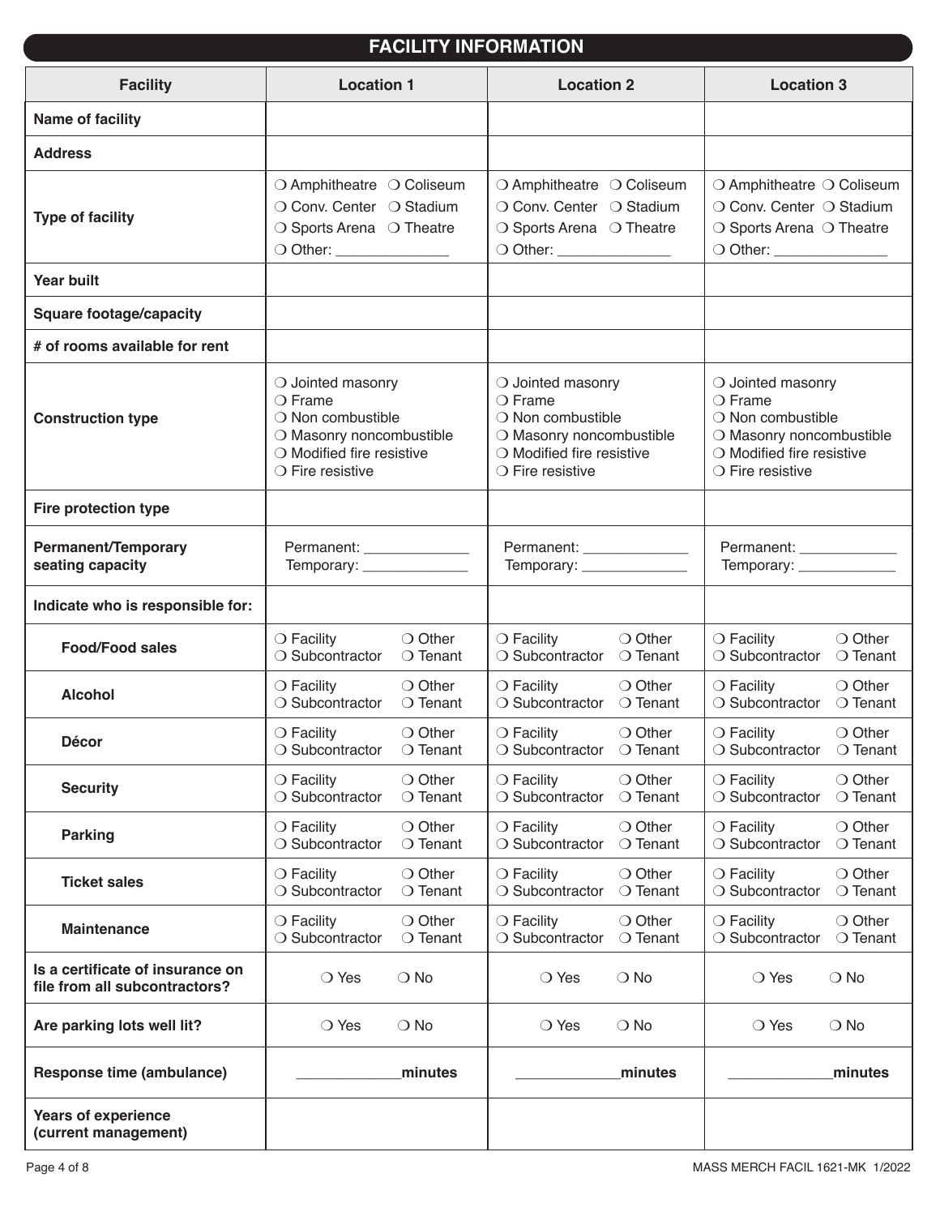## FACILITY INFORMATION

| Facility | Location 1 | Location 2 | Location 3 |
|---|---|---|---|
| **Name of facility** | | | |
| **Address** | | | |
| **Type of facility** | ❍ Amphitheatre ❍ Coliseum ❍ Conv. Center ❍ Stadium ❍ Sports Arena ❍ Theatre ❍ Other: ______________ | ❍ Amphitheatre ❍ Coliseum ❍ Conv. Center ❍ Stadium ❍ Sports Arena ❍ Theatre ❍ Other: ______________ | ❍ Amphitheatre ❍ Coliseum ❍ Conv. Center ❍ Stadium ❍ Sports Arena ❍ Theatre ❍ Other: ______________ |
| **Year built** | | | |
| **Square footage/capacity** | | | |
| **# of rooms available for rent** | | | |
| **Construction type** | ❍ Jointed masonry ❍ Frame ❍ Non combustible ❍ Masonry noncombustible ❍ Modified fire resistive ❍ Fire resistive | ❍ Jointed masonry ❍ Frame ❍ Non combustible ❍ Masonry noncombustible ❍ Modified fire resistive ❍ Fire resistive | ❍ Jointed masonry ❍ Frame ❍ Non combustible ❍ Masonry noncombustible ❍ Modified fire resistive ❍ Fire resistive |
| **Fire protection type** | | | |
| **Permanent/Temporary seating capacity** | Permanent: _____________ Temporary: _____________ | Permanent: _____________ Temporary: _____________ | Permanent: _____________ Temporary: _____________ |
| **Indicate who is responsible for:** | | | |
| **Food/Food sales** | ❍ Facility ❍ Other ❍ Subcontractor ❍ Tenant | ❍ Facility ❍ Other ❍ Subcontractor ❍ Tenant | ❍ Facility ❍ Other ❍ Subcontractor ❍ Tenant |
| **Alcohol** | ❍ Facility ❍ Other ❍ Subcontractor ❍ Tenant | ❍ Facility ❍ Other ❍ Subcontractor ❍ Tenant | ❍ Facility ❍ Other ❍ Subcontractor ❍ Tenant |
| **Décor** | ❍ Facility ❍ Other ❍ Subcontractor ❍ Tenant | ❍ Facility ❍ Other ❍ Subcontractor ❍ Tenant | ❍ Facility ❍ Other ❍ Subcontractor ❍ Tenant |
| **Security** | ❍ Facility ❍ Other ❍ Subcontractor ❍ Tenant | ❍ Facility ❍ Other ❍ Subcontractor ❍ Tenant | ❍ Facility ❍ Other ❍ Subcontractor ❍ Tenant |
| **Parking** | ❍ Facility ❍ Other ❍ Subcontractor ❍ Tenant | ❍ Facility ❍ Other ❍ Subcontractor ❍ Tenant | ❍ Facility ❍ Other ❍ Subcontractor ❍ Tenant |
| **Ticket sales** | ❍ Facility ❍ Other ❍ Subcontractor ❍ Tenant | ❍ Facility ❍ Other ❍ Subcontractor ❍ Tenant | ❍ Facility ❍ Other ❍ Subcontractor ❍ Tenant |
| **Maintenance** | ❍ Facility ❍ Other ❍ Subcontractor ❍ Tenant | ❍ Facility ❍ Other ❍ Subcontractor ❍ Tenant | ❍ Facility ❍ Other ❍ Subcontractor ❍ Tenant |
| **Is a certificate of insurance on file from all subcontractors?** | ❍ Yes ❍ No | ❍ Yes ❍ No | ❍ Yes ❍ No |
| **Are parking lots well lit?** | ❍ Yes ❍ No | ❍ Yes ❍ No | ❍ Yes ❍ No |
| **Response time (ambulance)** | _____________minutes | _____________minutes | _____________minutes |
| **Years of experience (current management)** | | | |

MASS MERCH FACIL 1621-MK 1/2022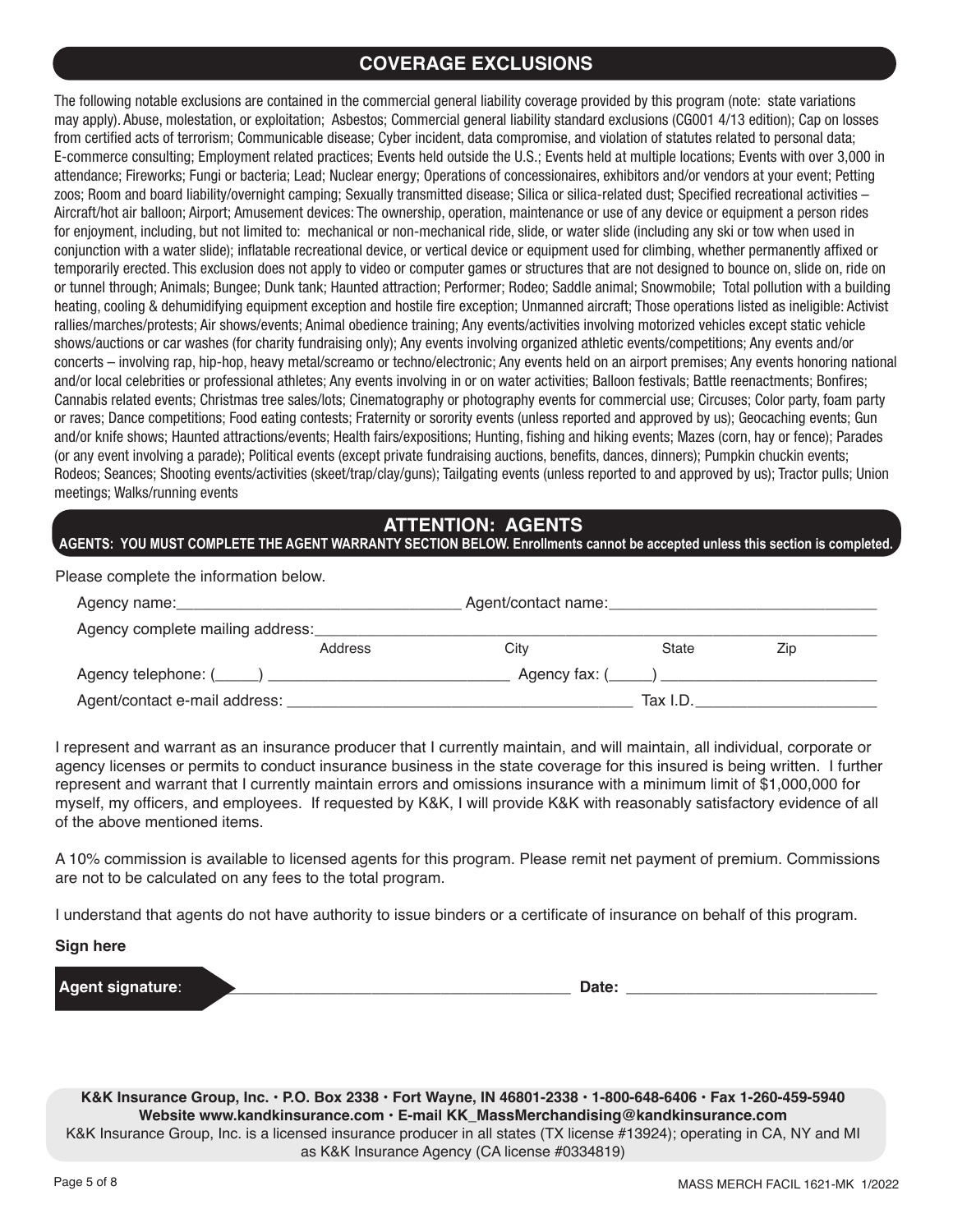## COVERAGE EXCLUSIONS

The following notable exclusions are contained in the commercial general liability coverage provided by this program (note: state variations may apply). Abuse, molestation, or exploitation; Asbestos; Commercial general liability standard exclusions (CG001 4/13 edition); Cap on losses from certified acts of terrorism; Communicable disease; Cyber incident, data compromise, and violation of statutes related to personal data; E-commerce consulting; Employment related practices; Events held outside the U.S.; Events held at multiple locations; Events with over 3,000 in attendance; Fireworks; Fungi or bacteria; Lead; Nuclear energy; Operations of concessionaires, exhibitors and/or vendors at your event; Petting zoos; Room and board liability/overnight camping; Sexually transmitted disease; Silica or silica-related dust; Specified recreational activities – Aircraft/hot air balloon; Airport; Amusement devices: The ownership, operation, maintenance or use of any device or equipment a person rides for enjoyment, including, but not limited to: mechanical or non-mechanical ride, slide, or water slide (including any ski or tow when used in conjunction with a water slide); inflatable recreational device, or vertical device or equipment used for climbing, whether permanently affixed or temporarily erected. This exclusion does not apply to video or computer games or structures that are not designed to bounce on, slide on, ride on or tunnel through; Animals; Bungee; Dunk tank; Haunted attraction; Performer; Rodeo; Saddle animal; Snowmobile; Total pollution with a building heating, cooling & dehumidifying equipment exception and hostile fire exception; Unmanned aircraft; Those operations listed as ineligible: Activist rallies/marches/protests; Air shows/events; Animal obedience training; Any events/activities involving motorized vehicles except static vehicle shows/auctions or car washes (for charity fundraising only); Any events involving organized athletic events/competitions; Any events and/or concerts – involving rap, hip-hop, heavy metal/screamo or techno/electronic; Any events held on an airport premises; Any events honoring national and/or local celebrities or professional athletes; Any events involving in or on water activities; Balloon festivals; Battle reenactments; Bonfires; Cannabis related events; Christmas tree sales/lots; Cinematography or photography events for commercial use; Circuses; Color party, foam party or raves; Dance competitions; Food eating contests; Fraternity or sorority events (unless reported and approved by us); Geocaching events; Gun and/or knife shows; Haunted attractions/events; Health fairs/expositions; Hunting, fishing and hiking events; Mazes (corn, hay or fence); Parades (or any event involving a parade); Political events (except private fundraising auctions, benefits, dances, dinners); Pumpkin chuckin events; Rodeos; Seances; Shooting events/activities (skeet/trap/clay/guns); Tailgating events (unless reported to and approved by us); Tractor pulls; Union meetings; Walks/running events

## ATTENTION: AGENTS

**AGENTS: YOU MUST COMPLETE THE AGENT WARRANTY SECTION BELOW. Enrollments cannot be accepted unless this section is completed.**

Please complete the information below.

Agency name:_________________________ Agent/contact name:_________________________

Agency complete mailing address:_________________________________________________
Address City State Zip

Agency telephone: (_____) _________________________ Agency fax: (_____) _________________________

Agent/contact e-mail address: _________________________ Tax I.D._________________________

I represent and warrant as an insurance producer that I currently maintain, and will maintain, all individual, corporate or agency licenses or permits to conduct insurance business in the state coverage for this insured is being written. I further represent and warrant that I currently maintain errors and omissions insurance with a minimum limit of $1,000,000 for myself, my officers, and employees. If requested by K&K, I will provide K&K with reasonably satisfactory evidence of all of the above mentioned items.

A 10% commission is available to licensed agents for this program. Please remit net payment of premium. Commissions are not to be calculated on any fees to the total program.

I understand that agents do not have authority to issue binders or a certificate of insurance on behalf of this program.

**Sign here**

**Agent signature**: _________________________ **Date:** _________________________

**K&K Insurance Group, Inc. • P.O. Box 2338 • Fort Wayne, IN 46801-2338 • 1-800-648-6406 • Fax 1-260-459-5940**
**Website www.kandkinsurance.com • E-mail KK_MassMerchandising@kandkinsurance.com**
K&K Insurance Group, Inc. is a licensed insurance producer in all states (TX license #13924); operating in CA, NY and MI as K&K Insurance Agency (CA license #0334819)

MASS MERCH FACIL 1621-MK 1/2022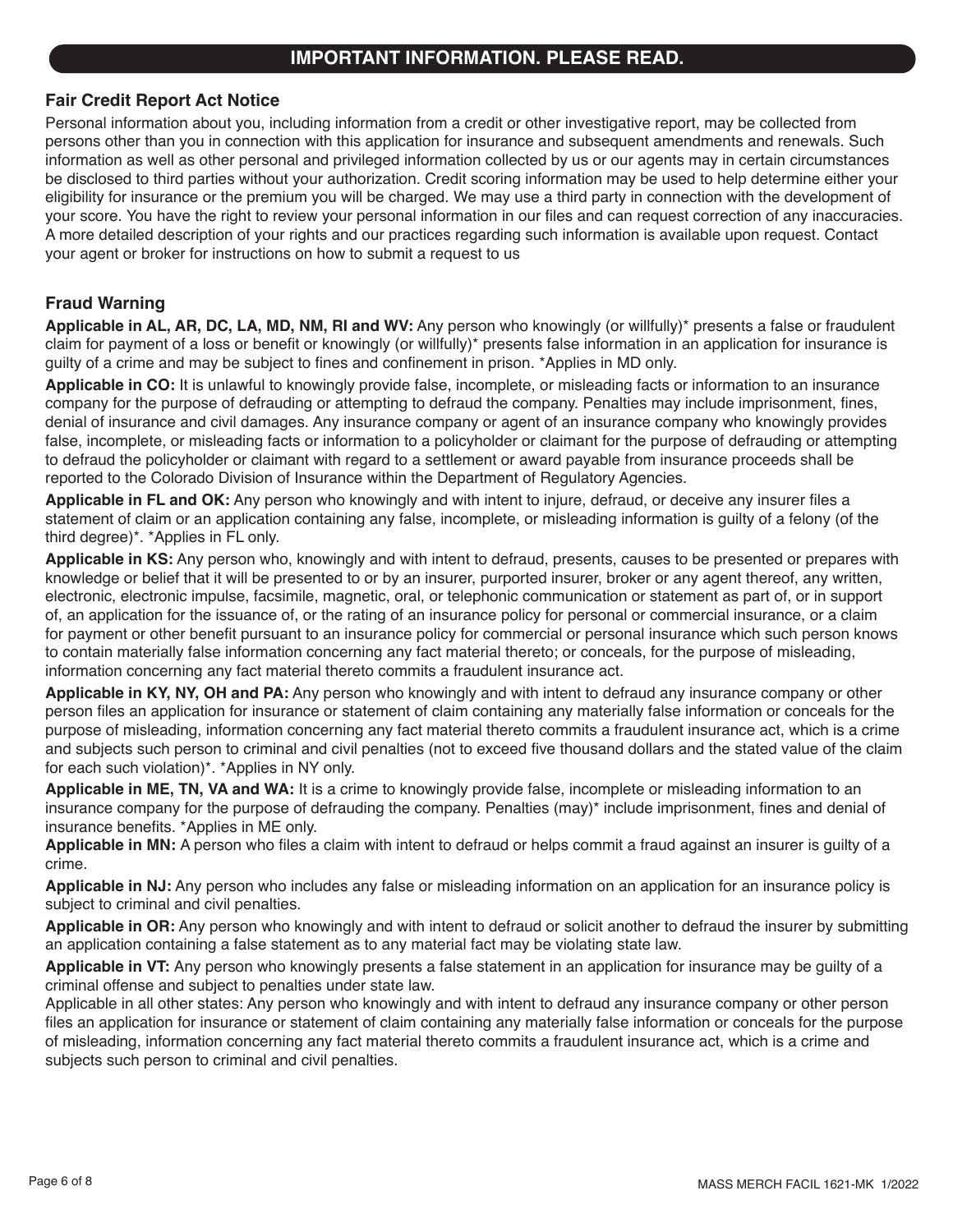# IMPORTANT INFORMATION. PLEASE READ.

### Fair Credit Report Act Notice

Personal information about you, including information from a credit or other investigative report, may be collected from persons other than you in connection with this application for insurance and subsequent amendments and renewals. Such information as well as other personal and privileged information collected by us or our agents may in certain circumstances be disclosed to third parties without your authorization. Credit scoring information may be used to help determine either your eligibility for insurance or the premium you will be charged. We may use a third party in connection with the development of your score. You have the right to review your personal information in our files and can request correction of any inaccuracies. A more detailed description of your rights and our practices regarding such information is available upon request. Contact your agent or broker for instructions on how to submit a request to us

### Fraud Warning

**Applicable in AL, AR, DC, LA, MD, NM, RI and WV:** Any person who knowingly (or willfully)* presents a false or fraudulent claim for payment of a loss or benefit or knowingly (or willfully)* presents false information in an application for insurance is guilty of a crime and may be subject to fines and confinement in prison. *Applies in MD only.

**Applicable in CO:** It is unlawful to knowingly provide false, incomplete, or misleading facts or information to an insurance company for the purpose of defrauding or attempting to defraud the company. Penalties may include imprisonment, fines, denial of insurance and civil damages. Any insurance company or agent of an insurance company who knowingly provides false, incomplete, or misleading facts or information to a policyholder or claimant for the purpose of defrauding or attempting to defraud the policyholder or claimant with regard to a settlement or award payable from insurance proceeds shall be reported to the Colorado Division of Insurance within the Department of Regulatory Agencies.

**Applicable in FL and OK:** Any person who knowingly and with intent to injure, defraud, or deceive any insurer files a statement of claim or an application containing any false, incomplete, or misleading information is guilty of a felony (of the third degree)*. *Applies in FL only.

**Applicable in KS:** Any person who, knowingly and with intent to defraud, presents, causes to be presented or prepares with knowledge or belief that it will be presented to or by an insurer, purported insurer, broker or any agent thereof, any written, electronic, electronic impulse, facsimile, magnetic, oral, or telephonic communication or statement as part of, or in support of, an application for the issuance of, or the rating of an insurance policy for personal or commercial insurance, or a claim for payment or other benefit pursuant to an insurance policy for commercial or personal insurance which such person knows to contain materially false information concerning any fact material thereto; or conceals, for the purpose of misleading, information concerning any fact material thereto commits a fraudulent insurance act.

**Applicable in KY, NY, OH and PA:** Any person who knowingly and with intent to defraud any insurance company or other person files an application for insurance or statement of claim containing any materially false information or conceals for the purpose of misleading, information concerning any fact material thereto commits a fraudulent insurance act, which is a crime and subjects such person to criminal and civil penalties (not to exceed five thousand dollars and the stated value of the claim for each such violation)*. *Applies in NY only.

**Applicable in ME, TN, VA and WA:** It is a crime to knowingly provide false, incomplete or misleading information to an insurance company for the purpose of defrauding the company. Penalties (may)* include imprisonment, fines and denial of insurance benefits. *Applies in ME only.

**Applicable in MN:** A person who files a claim with intent to defraud or helps commit a fraud against an insurer is guilty of a crime.

**Applicable in NJ:** Any person who includes any false or misleading information on an application for an insurance policy is subject to criminal and civil penalties.

**Applicable in OR:** Any person who knowingly and with intent to defraud or solicit another to defraud the insurer by submitting an application containing a false statement as to any material fact may be violating state law.

**Applicable in VT:** Any person who knowingly presents a false statement in an application for insurance may be guilty of a criminal offense and subject to penalties under state law.

Applicable in all other states: Any person who knowingly and with intent to defraud any insurance company or other person files an application for insurance or statement of claim containing any materially false information or conceals for the purpose of misleading, information concerning any fact material thereto commits a fraudulent insurance act, which is a crime and subjects such person to criminal and civil penalties.

MASS MERCH FACIL 1621-MK 1/2022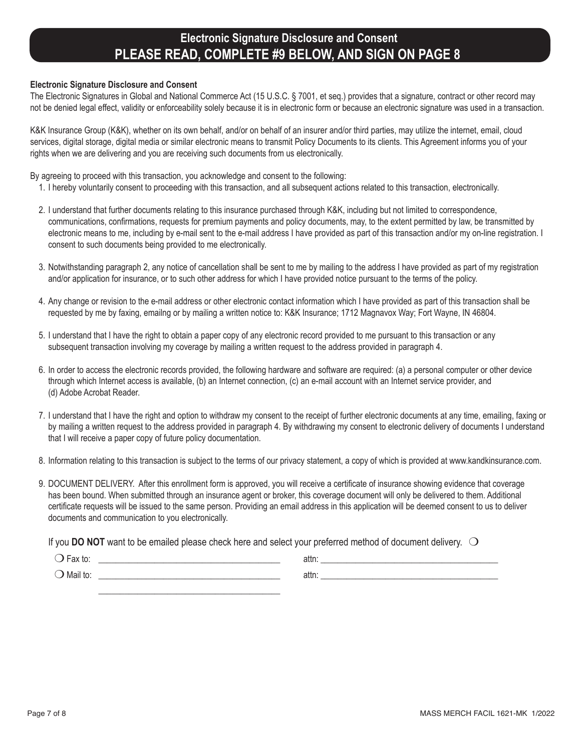# Electronic Signature Disclosure and Consent
# PLEASE READ, COMPLETE #9 BELOW, AND SIGN ON PAGE 8

**Electronic Signature Disclosure and Consent**

The Electronic Signatures in Global and National Commerce Act (15 U.S.C. § 7001, et seq.) provides that a signature, contract or other record may not be denied legal effect, validity or enforceability solely because it is in electronic form or because an electronic signature was used in a transaction.

K&K Insurance Group (K&K), whether on its own behalf, and/or on behalf of an insurer and/or third parties, may utilize the internet, email, cloud services, digital storage, digital media or similar electronic means to transmit Policy Documents to its clients. This Agreement informs you of your rights when we are delivering and you are receiving such documents from us electronically.

By agreeing to proceed with this transaction, you acknowledge and consent to the following:

1. I hereby voluntarily consent to proceeding with this transaction, and all subsequent actions related to this transaction, electronically.

2. I understand that further documents relating to this insurance purchased through K&K, including but not limited to correspondence, communications, confirmations, requests for premium payments and policy documents, may, to the extent permitted by law, be transmitted by electronic means to me, including by e-mail sent to the e-mail address I have provided as part of this transaction and/or my on-line registration. I consent to such documents being provided to me electronically.

3. Notwithstanding paragraph 2, any notice of cancellation shall be sent to me by mailing to the address I have provided as part of my registration and/or application for insurance, or to such other address for which I have provided notice pursuant to the terms of the policy.

4. Any change or revision to the e-mail address or other electronic contact information which I have provided as part of this transaction shall be requested by me by faxing, emailng or by mailing a written notice to: K&K Insurance; 1712 Magnavox Way; Fort Wayne, IN 46804.

5. I understand that I have the right to obtain a paper copy of any electronic record provided to me pursuant to this transaction or any subsequent transaction involving my coverage by mailing a written request to the address provided in paragraph 4.

6. In order to access the electronic records provided, the following hardware and software are required: (a) a personal computer or other device through which Internet access is available, (b) an Internet connection, (c) an e-mail account with an Internet service provider, and (d) Adobe Acrobat Reader.

7. I understand that I have the right and option to withdraw my consent to the receipt of further electronic documents at any time, emailing, faxing or by mailing a written request to the address provided in paragraph 4. By withdrawing my consent to electronic delivery of documents I understand that I will receive a paper copy of future policy documentation.

8. Information relating to this transaction is subject to the terms of our privacy statement, a copy of which is provided at www.kandkinsurance.com.

9. DOCUMENT DELIVERY. After this enrollment form is approved, you will receive a certificate of insurance showing evidence that coverage has been bound. When submitted through an insurance agent or broker, this coverage document will only be delivered to them. Additional certificate requests will be issued to the same person. Providing an email address in this application will be deemed consent to us to deliver documents and communication to you electronically.

   If you **DO NOT** want to be emailed please check here and select your preferred method of document delivery. ❍

   ❍ Fax to: ________________________________________ attn: ________________________________________

   ❍ Mail to: ________________________________________ attn: ________________________________________

   ________________________________________

MASS MERCH FACIL 1621-MK 1/2022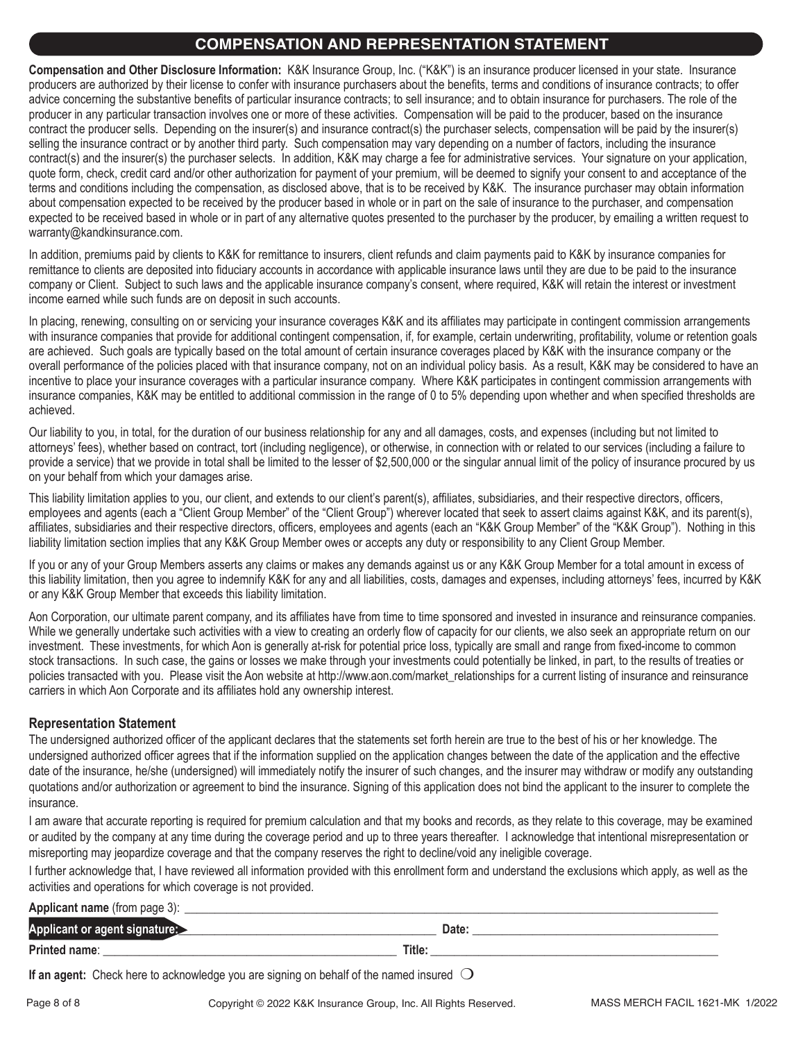## COMPENSATION AND REPRESENTATION STATEMENT

**Compensation and Other Disclosure Information:** K&K Insurance Group, Inc. ("K&K") is an insurance producer licensed in your state. Insurance producers are authorized by their license to confer with insurance purchasers about the benefits, terms and conditions of insurance contracts; to offer advice concerning the substantive benefits of particular insurance contracts; to sell insurance; and to obtain insurance for purchasers. The role of the producer in any particular transaction involves one or more of these activities. Compensation will be paid to the producer, based on the insurance contract the producer sells. Depending on the insurer(s) and insurance contract(s) the purchaser selects, compensation will be paid by the insurer(s) selling the insurance contract or by another third party. Such compensation may vary depending on a number of factors, including the insurance contract(s) and the insurer(s) the purchaser selects. In addition, K&K may charge a fee for administrative services. Your signature on your application, quote form, check, credit card and/or other authorization for payment of your premium, will be deemed to signify your consent to and acceptance of the terms and conditions including the compensation, as disclosed above, that is to be received by K&K. The insurance purchaser may obtain information about compensation expected to be received by the producer based in whole or in part on the sale of insurance to the purchaser, and compensation expected to be received based in whole or in part of any alternative quotes presented to the purchaser by the producer, by emailing a written request to warranty@kandkinsurance.com.

In addition, premiums paid by clients to K&K for remittance to insurers, client refunds and claim payments paid to K&K by insurance companies for remittance to clients are deposited into fiduciary accounts in accordance with applicable insurance laws until they are due to be paid to the insurance company or Client. Subject to such laws and the applicable insurance company's consent, where required, K&K will retain the interest or investment income earned while such funds are on deposit in such accounts.

In placing, renewing, consulting on or servicing your insurance coverages K&K and its affiliates may participate in contingent commission arrangements with insurance companies that provide for additional contingent compensation, if, for example, certain underwriting, profitability, volume or retention goals are achieved. Such goals are typically based on the total amount of certain insurance coverages placed by K&K with the insurance company or the overall performance of the policies placed with that insurance company, not on an individual policy basis. As a result, K&K may be considered to have an incentive to place your insurance coverages with a particular insurance company. Where K&K participates in contingent commission arrangements with insurance companies, K&K may be entitled to additional commission in the range of 0 to 5% depending upon whether and when specified thresholds are achieved.

Our liability to you, in total, for the duration of our business relationship for any and all damages, costs, and expenses (including but not limited to attorneys' fees), whether based on contract, tort (including negligence), or otherwise, in connection with or related to our services (including a failure to provide a service) that we provide in total shall be limited to the lesser of $2,500,000 or the singular annual limit of the policy of insurance procured by us on your behalf from which your damages arise.

This liability limitation applies to you, our client, and extends to our client's parent(s), affiliates, subsidiaries, and their respective directors, officers, employees and agents (each a "Client Group Member" of the "Client Group") wherever located that seek to assert claims against K&K, and its parent(s), affiliates, subsidiaries and their respective directors, officers, employees and agents (each an "K&K Group Member" of the "K&K Group"). Nothing in this liability limitation section implies that any K&K Group Member owes or accepts any duty or responsibility to any Client Group Member.

If you or any of your Group Members asserts any claims or makes any demands against us or any K&K Group Member for a total amount in excess of this liability limitation, then you agree to indemnify K&K for any and all liabilities, costs, damages and expenses, including attorneys' fees, incurred by K&K or any K&K Group Member that exceeds this liability limitation.

Aon Corporation, our ultimate parent company, and its affiliates have from time to time sponsored and invested in insurance and reinsurance companies. While we generally undertake such activities with a view to creating an orderly flow of capacity for our clients, we also seek an appropriate return on our investment. These investments, for which Aon is generally at-risk for potential price loss, typically are small and range from fixed-income to common stock transactions. In such case, the gains or losses we make through your investments could potentially be linked, in part, to the results of treaties or policies transacted with you. Please visit the Aon website at http://www.aon.com/market_relationships for a current listing of insurance and reinsurance carriers in which Aon Corporate and its affiliates hold any ownership interest.

### Representation Statement

The undersigned authorized officer of the applicant declares that the statements set forth herein are true to the best of his or her knowledge. The undersigned authorized officer agrees that if the information supplied on the application changes between the date of the application and the effective date of the insurance, he/she (undersigned) will immediately notify the insurer of such changes, and the insurer may withdraw or modify any outstanding quotations and/or authorization or agreement to bind the insurance. Signing of this application does not bind the applicant to the insurer to complete the insurance.

I am aware that accurate reporting is required for premium calculation and that my books and records, as they relate to this coverage, may be examined or audited by the company at any time during the coverage period and up to three years thereafter. I acknowledge that intentional misrepresentation or misreporting may jeopardize coverage and that the company reserves the right to decline/void any ineligible coverage.

I further acknowledge that, I have reviewed all information provided with this enrollment form and understand the exclusions which apply, as well as the activities and operations for which coverage is not provided.

**Applicant name** (from page 3): ______________________________________________

**Applicant or agent signature:** ______________________________ **Date:** ______________________________

**Printed name**: ______________________________ **Title:** ______________________________

**If an agent:** Check here to acknowledge you are signing on behalf of the named insured ❍

MASS MERCH FACIL 1621-MK 1/2022